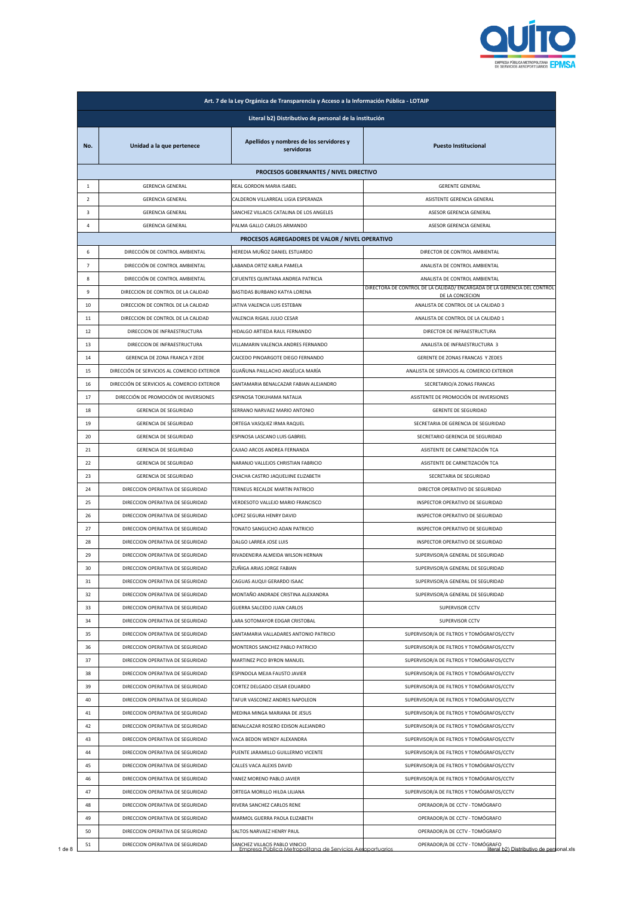| Art. 7 de la Ley Orgánica de Transparencia y Acceso a la Información Pública - LOTAIP | | | |
|---|---|---|---|
| **Literal b2) Distributivo de personal de la institución** | | | |
| **No.** | **Unidad a la que pertenece** | **Apellidos y nombres de los servidores y servidoras** | **Puesto Institucional** |
| **PROCESOS GOBERNANTES / NIVEL DIRECTIVO** | | | |
| 1 | GERENCIA GENERAL | REAL GORDON MARIA ISABEL | GERENTE GENERAL |
| 2 | GERENCIA GENERAL | CALDERON VILLARREAL LIGIA ESPERANZA | ASISTENTE GERENCIA GENERAL |
| 3 | GERENCIA GENERAL | SANCHEZ VILLACIS CATALINA DE LOS ANGELES | ASESOR GERENCIA GENERAL |
| 4 | GERENCIA GENERAL | PALMA GALLO CARLOS ARMANDO | ASESOR GERENCIA GENERAL |
| **PROCESOS AGREGADORES DE VALOR / NIVEL OPERATIVO** | | | |
| 6 | DIRECCIÓN DE CONTROL AMBIENTAL | HEREDIA MUÑOZ DANIEL ESTUARDO | DIRECTOR DE CONTROL AMBIENTAL |
| 7 | DIRECCIÓN DE CONTROL AMBIENTAL | LABANDA ORTIZ KARLA PAMELA | ANALISTA DE CONTROL AMBIENTAL |
| 8 | DIRECCIÓN DE CONTROL AMBIENTAL | CIFUENTES QUINTANA ANDREA PATRICIA | ANALISTA DE CONTROL AMBIENTAL |
| 9 | DIRECCION DE CONTROL DE LA CALIDAD | BASTIDAS BURBANO KATYA LORENA | DIRECTORA DE CONTROL DE LA CALIDAD/ ENCARGADA DE LA GERENCIA DEL CONTROL DE LA CONCECION |
| 10 | DIRECCION DE CONTROL DE LA CALIDAD | JATIVA VALENCIA LUIS ESTEBAN | ANALISTA DE CONTROL DE LA CALIDAD 3 |
| 11 | DIRECCION DE CONTROL DE LA CALIDAD | VALENCIA RIGAIL JULIO CESAR | ANALISTA DE CONTROL DE LA CALIDAD 1 |
| 12 | DIRECCION DE INFRAESTRUCTURA | HIDALGO ARTIEDA RAUL FERNANDO | DIRECTOR DE INFRAESTRUCTURA |
| 13 | DIRECCION DE INFRAESTRUCTURA | VILLAMARIN VALENCIA ANDRES FERNANDO | ANALISTA DE INFRAESTRUCTURA 3 |
| 14 | GERENCIA DE ZONA FRANCA Y ZEDE | CAICEDO PINOARGOTE DIEGO FERNANDO | GERENTE DE ZONAS FRANCAS Y ZEDES |
| 15 | DIRECCIÓN DE SERVICIOS AL COMERCIO EXTERIOR | GUAÑUNA PAILLACHO ANGÉLICA MARÍA | ANALISTA DE SERVICIOS AL COMERCIO EXTERIOR |
| 16 | DIRECCIÓN DE SERVICIOS AL COMERCIO EXTERIOR | SANTAMARIA BENALCAZAR FABIAN ALEJANDRO | SECRETARIO/A ZONAS FRANCAS |
| 17 | DIRECCIÓN DE PROMOCIÓN DE INVERSIONES | ESPINOSA TOKUHAMA NATALIA | ASISTENTE DE PROMOCIÓN DE INVERSIONES |
| 18 | GERENCIA DE SEGURIDAD | SERRANO NARVAEZ MARIO ANTONIO | GERENTE DE SEGURIDAD |
| 19 | GERENCIA DE SEGURIDAD | ORTEGA VASQUEZ IRMA RAQUEL | SECRETARIA DE GERENCIA DE SEGURIDAD |
| 20 | GERENCIA DE SEGURIDAD | ESPINOSA LASCANO LUIS GABRIEL | SECRETARIO GERENCIA DE SEGURIDAD |
| 21 | GERENCIA DE SEGURIDAD | CAJIAO ARCOS ANDREA FERNANDA | ASISTENTE DE CARNETIZACIÓN TCA |
| 22 | GERENCIA DE SEGURIDAD | NARANJO VALLEJOS CHRISTIAN FABRICIO | ASISTENTE DE CARNETIZACIÓN TCA |
| 23 | GERENCIA DE SEGURIDAD | CHACHA CASTRO JAQUELIINE ELIZABETH | SECRETARIA DE SEGURIDAD |
| 24 | DIRECCION OPERATIVA DE SEGURIDAD | TERNEUS RECALDE MARTIN PATRICIO | DIRECTOR OPERATIVO DE SEGURIDAD |
| 25 | DIRECCION OPERATIVA DE SEGURIDAD | VERDESOTO VALLEJO MARIO FRANCISCO | INSPECTOR OPERATIVO DE SEGURIDAD |
| 26 | DIRECCION OPERATIVA DE SEGURIDAD | LOPEZ SEGURA HENRY DAVID | INSPECTOR OPERATIVO DE SEGURIDAD |
| 27 | DIRECCION OPERATIVA DE SEGURIDAD | TONATO SANGUCHO ADAN PATRICIO | INSPECTOR OPERATIVO DE SEGURIDAD |
| 28 | DIRECCION OPERATIVA DE SEGURIDAD | DALGO LARREA JOSE LUIS | INSPECTOR OPERATIVO DE SEGURIDAD |
| 29 | DIRECCION OPERATIVA DE SEGURIDAD | RIVADENEIRA ALMEIDA WILSON HERNAN | SUPERVISOR/A GENERAL DE SEGURIDAD |
| 30 | DIRECCION OPERATIVA DE SEGURIDAD | ZUÑIGA ARIAS JORGE FABIAN | SUPERVISOR/A GENERAL DE SEGURIDAD |
| 31 | DIRECCION OPERATIVA DE SEGURIDAD | CAGUAS AUQUI GERARDO ISAAC | SUPERVISOR/A GENERAL DE SEGURIDAD |
| 32 | DIRECCION OPERATIVA DE SEGURIDAD | MONTAÑO ANDRADE CRISTINA ALEXANDRA | SUPERVISOR/A GENERAL DE SEGURIDAD |
| 33 | DIRECCION OPERATIVA DE SEGURIDAD | GUERRA SALCEDO JUAN CARLOS | SUPERVISOR CCTV |
| 34 | DIRECCION OPERATIVA DE SEGURIDAD | LARA SOTOMAYOR EDGAR CRISTOBAL | SUPERVISOR CCTV |
| 35 | DIRECCION OPERATIVA DE SEGURIDAD | SANTAMARIA VALLADARES ANTONIO PATRICIO | SUPERVISOR/A DE FILTROS Y TOMÓGRAFOS/CCTV |
| 36 | DIRECCION OPERATIVA DE SEGURIDAD | MONTEROS SANCHEZ PABLO PATRICIO | SUPERVISOR/A DE FILTROS Y TOMÓGRAFOS/CCTV |
| 37 | DIRECCION OPERATIVA DE SEGURIDAD | MARTINEZ PICO BYRON MANUEL | SUPERVISOR/A DE FILTROS Y TOMÓGRAFOS/CCTV |
| 38 | DIRECCION OPERATIVA DE SEGURIDAD | ESPINDOLA MEJIA FAUSTO JAVIER | SUPERVISOR/A DE FILTROS Y TOMÓGRAFOS/CCTV |
| 39 | DIRECCION OPERATIVA DE SEGURIDAD | CORTEZ DELGADO CESAR EDUARDO | SUPERVISOR/A DE FILTROS Y TOMÓGRAFOS/CCTV |
| 40 | DIRECCION OPERATIVA DE SEGURIDAD | TAFUR VASCONEZ ANDRES NAPOLEON | SUPERVISOR/A DE FILTROS Y TOMÓGRAFOS/CCTV |
| 41 | DIRECCION OPERATIVA DE SEGURIDAD | MEDINA MINGA MARIANA DE JESUS | SUPERVISOR/A DE FILTROS Y TOMÓGRAFOS/CCTV |
| 42 | DIRECCION OPERATIVA DE SEGURIDAD | BENALCAZAR ROSERO EDISON ALEJANDRO | SUPERVISOR/A DE FILTROS Y TOMÓGRAFOS/CCTV |
| 43 | DIRECCION OPERATIVA DE SEGURIDAD | VACA BEDON WENDY ALEXANDRA | SUPERVISOR/A DE FILTROS Y TOMÓGRAFOS/CCTV |
| 44 | DIRECCION OPERATIVA DE SEGURIDAD | PUENTE JARAMILLO GUILLERMO VICENTE | SUPERVISOR/A DE FILTROS Y TOMÓGRAFOS/CCTV |
| 45 | DIRECCION OPERATIVA DE SEGURIDAD | CALLES VACA ALEXIS DAVID | SUPERVISOR/A DE FILTROS Y TOMÓGRAFOS/CCTV |
| 46 | DIRECCION OPERATIVA DE SEGURIDAD | YANEZ MORENO PABLO JAVIER | SUPERVISOR/A DE FILTROS Y TOMÓGRAFOS/CCTV |
| 47 | DIRECCION OPERATIVA DE SEGURIDAD | ORTEGA MORILLO HILDA LILIANA | SUPERVISOR/A DE FILTROS Y TOMÓGRAFOS/CCTV |
| 48 | DIRECCION OPERATIVA DE SEGURIDAD | RIVERA SANCHEZ CARLOS RENE | OPERADOR/A DE CCTV - TOMÓGRAFO |
| 49 | DIRECCION OPERATIVA DE SEGURIDAD | MARMOL GUERRA PAOLA ELIZABETH | OPERADOR/A DE CCTV - TOMÓGRAFO |
| 50 | DIRECCION OPERATIVA DE SEGURIDAD | SALTOS NARVAEZ HENRY PAUL | OPERADOR/A DE CCTV - TOMÓGRAFO |
| 51 | DIRECCION OPERATIVA DE SEGURIDAD | SANCHEZ VILLACIS PABLO VINICIO | OPERADOR/A DE CCTV - TOMÓGRAFO |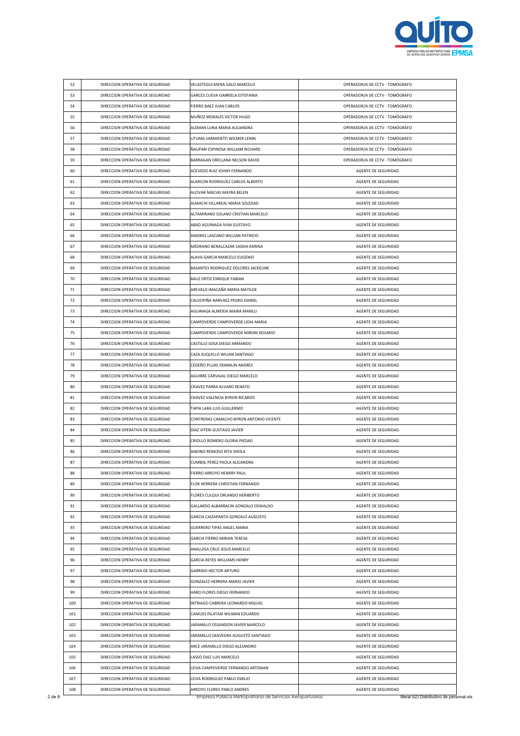| 52 | DIRECCION OPERATIVA DE SEGURIDAD | VELASTEGUI MENA GALO MARCELO | OPERADOR/A DE CCTV - TOMÓGRAFO |
|---|---|---|---|
| 53 | DIRECCION OPERATIVA DE SEGURIDAD | GARCES CUEVA GABRIELA ESTEFANIA | OPERADOR/A DE CCTV - TOMÓGRAFO |
| 54 | DIRECCION OPERATIVA DE SEGURIDAD | FIERRO BAEZ JUAN CARLOS | OPERADOR/A DE CCTV - TOMÓGRAFO |
| 55 | DIRECCION OPERATIVA DE SEGURIDAD | MUÑOZ MORALES VICTOR HUGO | OPERADOR/A DE CCTV - TOMÓGRAFO |
| 56 | DIRECCION OPERATIVA DE SEGURIDAD | ALEMAN LUNA MARIA ALEJANDRA | OPERADOR/A DE CCTV - TOMÓGRAFO |
| 57 | DIRECCION OPERATIVA DE SEGURIDAD | LITUMA SARMIENTO WILMER LENIN | OPERADOR/A DE CCTV - TOMÓGRAFO |
| 58 | DIRECCION OPERATIVA DE SEGURIDAD | ÑAUPARI ESPINOSA WILLIAM RICHARD | OPERADOR/A DE CCTV - TOMÓGRAFO |
| 59 | DIRECCION OPERATIVA DE SEGURIDAD | BARRAGAN ORELLANA NELSON DAVID | OPERADOR/A DE CCTV - TOMÓGRAFO |
| 60 | DIRECCION OPERATIVA DE SEGURIDAD | ACEVEDO RUIZ JOHNY FERNANDO | AGENTE DE SEGURIDAD |
| 61 | DIRECCION OPERATIVA DE SEGURIDAD | ALARCON RODRIGUEZ CARLOS ALBERTO | AGENTE DE SEGURIDAD |
| 62 | DIRECCION OPERATIVA DE SEGURIDAD | ALCIVAR MACIAS MAYRA BELEN | AGENTE DE SEGURIDAD |
| 63 | DIRECCION OPERATIVA DE SEGURIDAD | ALMACHI VILLAREAL MARIA SOLEDAD | AGENTE DE SEGURIDAD |
| 64 | DIRECCION OPERATIVA DE SEGURIDAD | ALTAMIRANO SOLANO CRISTIAN MARCELO | AGENTE DE SEGURIDAD |
| 65 | DIRECCION OPERATIVA DE SEGURIDAD | ABAD AGUINAGA IVAN GUSTAVO | AGENTE DE SEGURIDAD |
| 66 | DIRECCION OPERATIVA DE SEGURIDAD | AMORES LASCANO WILLIAN PATRICIO | AGENTE DE SEGURIDAD |
| 67 | DIRECCION OPERATIVA DE SEGURIDAD | MEDRANO BENALCAZAR SASKIA KARINA | AGENTE DE SEGURIDAD |
| 68 | DIRECCION OPERATIVA DE SEGURIDAD | ALAVA GARCIA MARCELO EUGENIO | AGENTE DE SEGURIDAD |
| 69 | DIRECCION OPERATIVA DE SEGURIDAD | BASANTES RODRIGUEZ DOLORES JACKELINE | AGENTE DE SEGURIDAD |
| 70 | DIRECCION OPERATIVA DE SEGURIDAD | BAUZ ORTIZ ENRIQUE FABIAN | AGENTE DE SEGURIDAD |
| 71 | DIRECCION OPERATIVA DE SEGURIDAD | AREVALO IMACAÑA MARIA MATILDE | AGENTE DE SEGURIDAD |
| 72 | DIRECCION OPERATIVA DE SEGURIDAD | CALVOPIÑA NARVAEZ PEDRO DANIEL | AGENTE DE SEGURIDAD |
| 73 | DIRECCION OPERATIVA DE SEGURIDAD | AGUINAGA ALMEIDA MAIRA MARILU | AGENTE DE SEGURIDAD |
| 74 | DIRECCION OPERATIVA DE SEGURIDAD | CAMPOVERDE CAMPOVERDE LIDIA MARIA | AGENTE DE SEGURIDAD |
| 75 | DIRECCION OPERATIVA DE SEGURIDAD | CAMPOVERDE CAMPOVERDE MIRIAN ROSARIO | AGENTE DE SEGURIDAD |
| 76 | DIRECCION OPERATIVA DE SEGURIDAD | CASTILLO SOSA DIEGO ARMANDO | AGENTE DE SEGURIDAD |
| 77 | DIRECCION OPERATIVA DE SEGURIDAD | CAZA SUQUILLO WILIAN SANTIAGO | AGENTE DE SEGURIDAD |
| 78 | DIRECCION OPERATIVA DE SEGURIDAD | CEDEÑO PLUAS FRANKLIN ANDRES | AGENTE DE SEGURIDAD |
| 79 | DIRECCION OPERATIVA DE SEGURIDAD | AGUIRRE CARVAJAL DIEGO MARCELO | AGENTE DE SEGURIDAD |
| 80 | DIRECCION OPERATIVA DE SEGURIDAD | CHAVEZ PARRA ALVARO RENATO | AGENTE DE SEGURIDAD |
| 81 | DIRECCION OPERATIVA DE SEGURIDAD | CHAVEZ VALENCIA BYRON RICARDO | AGENTE DE SEGURIDAD |
| 82 | DIRECCION OPERATIVA DE SEGURIDAD | TAPIA LARA LUIS GUILLERMO | AGENTE DE SEGURIDAD |
| 83 | DIRECCION OPERATIVA DE SEGURIDAD | CONTRERAS CAMACHO BYRON ANTONIO VICENTE | AGENTE DE SEGURIDAD |
| 84 | DIRECCION OPERATIVA DE SEGURIDAD | DIAZ VITERI GUSTAVO JAVIER | AGENTE DE SEGURIDAD |
| 85 | DIRECCION OPERATIVA DE SEGURIDAD | CRIOLLO ROMERO GLORIA PIEDAD | AGENTE DE SEGURIDAD |
| 86 | DIRECCION OPERATIVA DE SEGURIDAD | ANDINO REINOSO RITA SHEILA | AGENTE DE SEGURIDAD |
| 87 | DIRECCION OPERATIVA DE SEGURIDAD | CUMBAL PEREZ PAOLA ALEJANDRA | AGENTE DE SEGURIDAD |
| 88 | DIRECCION OPERATIVA DE SEGURIDAD | FIERRO ARROYO HENRRY PAUL | AGENTE DE SEGURIDAD |
| 89 | DIRECCION OPERATIVA DE SEGURIDAD | FLOR HERRERA CHRISTIAN FERNANDO | AGENTE DE SEGURIDAD |
| 90 | DIRECCION OPERATIVA DE SEGURIDAD | FLORES CULQUI ORLANDO HERIBERTO | AGENTE DE SEGURIDAD |
| 91 | DIRECCION OPERATIVA DE SEGURIDAD | GALLARDO ALBARRACIN GONZALO OSWALDO | AGENTE DE SEGURIDAD |
| 92 | DIRECCION OPERATIVA DE SEGURIDAD | GARCIA CAIZAPANTA GONZALO AUGUSTO | AGENTE DE SEGURIDAD |
| 93 | DIRECCION OPERATIVA DE SEGURIDAD | GUERRERO TIPAS ANGEL MARIA | AGENTE DE SEGURIDAD |
| 94 | DIRECCION OPERATIVA DE SEGURIDAD | GARCIA FIERRO MIRIAN TERESA | AGENTE DE SEGURIDAD |
| 95 | DIRECCION OPERATIVA DE SEGURIDAD | ANALUISA CRUZ JESUS MARCELO | AGENTE DE SEGURIDAD |
| 96 | DIRECCION OPERATIVA DE SEGURIDAD | GARCIA REYES WILLIAMS HENRY | AGENTE DE SEGURIDAD |
| 97 | DIRECCION OPERATIVA DE SEGURIDAD | GARRIDO HECTOR ARTURO | AGENTE DE SEGURIDAD |
| 98 | DIRECCION OPERATIVA DE SEGURIDAD | GONZALEZ HERRERA MARIO JAVIER | AGENTE DE SEGURIDAD |
| 99 | DIRECCION OPERATIVA DE SEGURIDAD | HARO FLORES DIEGO FERNANDO | AGENTE DE SEGURIDAD |
| 100 | DIRECCION OPERATIVA DE SEGURIDAD | INTRIAGO CABRERA LEONARDO MIGUEL | AGENTE DE SEGURIDAD |
| 101 | DIRECCION OPERATIVA DE SEGURIDAD | CAMUES PILATAXI WILMAN EDUARDO | AGENTE DE SEGURIDAD |
| 102 | DIRECCION OPERATIVA DE SEGURIDAD | JARAMILLO OSSANDON JAVIER MARCELO | AGENTE DE SEGURIDAD |
| 103 | DIRECCION OPERATIVA DE SEGURIDAD | JARAMILLO SAAVEDRA AUGUSTO SANTIAGO | AGENTE DE SEGURIDAD |
| 104 | DIRECCION OPERATIVA DE SEGURIDAD | ARCE JARAMILLO DIEGO ALEJANDRO | AGENTE DE SEGURIDAD |
| 105 | DIRECCION OPERATIVA DE SEGURIDAD | LASSO DIAZ LUIS MARCELO | AGENTE DE SEGURIDAD |
| 106 | DIRECCION OPERATIVA DE SEGURIDAD | LEIVA CAMPOVERDE FERNANDO ARTEMAN | AGENTE DE SEGURIDAD |
| 107 | DIRECCION OPERATIVA DE SEGURIDAD | LEIVA RODRIGUEZ PABLO EMILIO | AGENTE DE SEGURIDAD |
| 108 | DIRECCION OPERATIVA DE SEGURIDAD | ARROYO FLORES PABLO ANDRES | AGENTE DE SEGURIDAD |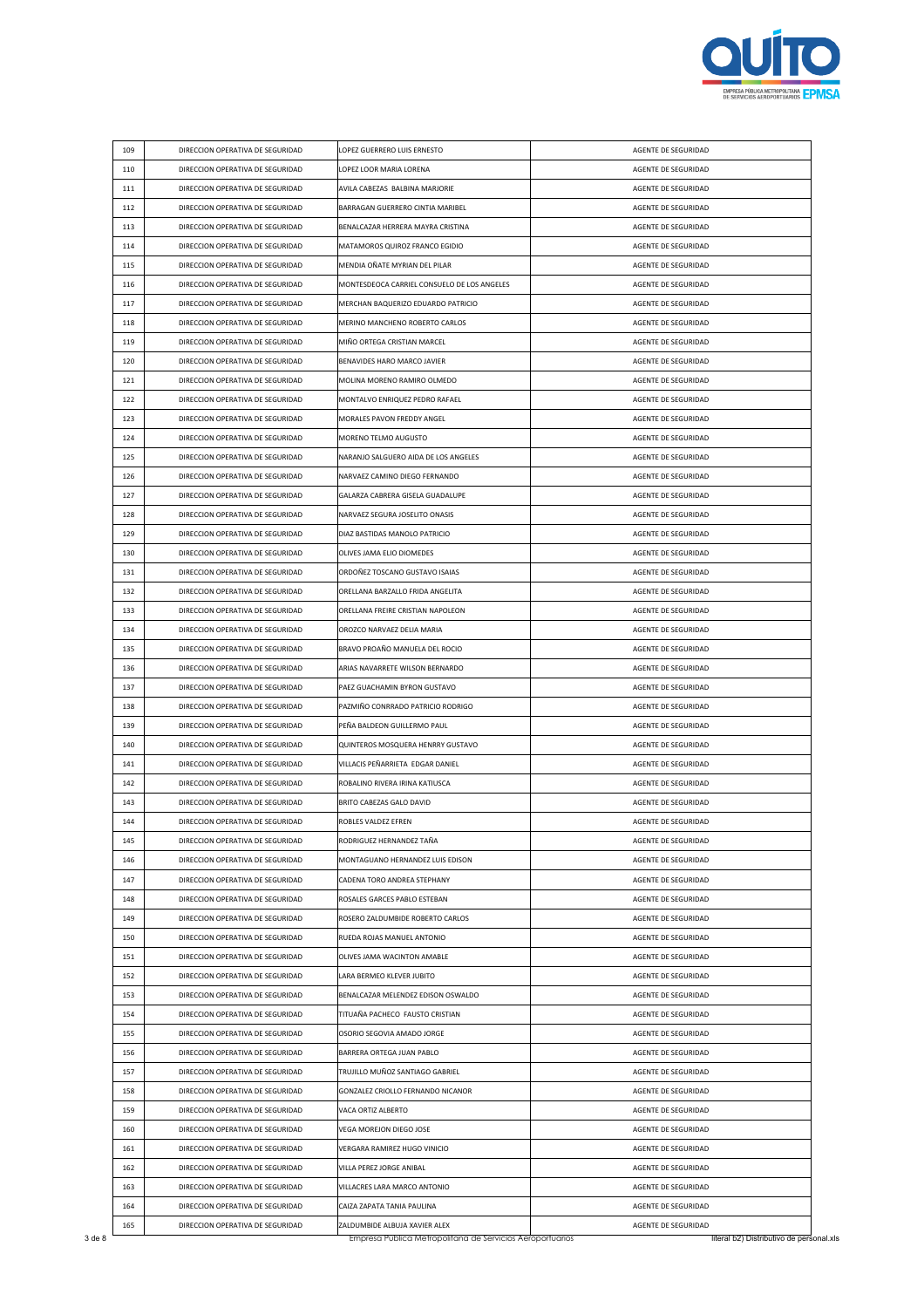| 109 | DIRECCION OPERATIVA DE SEGURIDAD | LOPEZ GUERRERO LUIS ERNESTO | AGENTE DE SEGURIDAD |
|---|---|---|---|
| 110 | DIRECCION OPERATIVA DE SEGURIDAD | LOPEZ LOOR MARIA LORENA | AGENTE DE SEGURIDAD |
| 111 | DIRECCION OPERATIVA DE SEGURIDAD | AVILA CABEZAS BALBINA MARJORIE | AGENTE DE SEGURIDAD |
| 112 | DIRECCION OPERATIVA DE SEGURIDAD | BARRAGAN GUERRERO CINTIA MARIBEL | AGENTE DE SEGURIDAD |
| 113 | DIRECCION OPERATIVA DE SEGURIDAD | BENALCAZAR HERRERA MAYRA CRISTINA | AGENTE DE SEGURIDAD |
| 114 | DIRECCION OPERATIVA DE SEGURIDAD | MATAMOROS QUIROZ FRANCO EGIDIO | AGENTE DE SEGURIDAD |
| 115 | DIRECCION OPERATIVA DE SEGURIDAD | MENDIA OÑATE MYRIAN DEL PILAR | AGENTE DE SEGURIDAD |
| 116 | DIRECCION OPERATIVA DE SEGURIDAD | MONTESDEOCA CARRIEL CONSUELO DE LOS ANGELES | AGENTE DE SEGURIDAD |
| 117 | DIRECCION OPERATIVA DE SEGURIDAD | MERCHAN BAQUERIZO EDUARDO PATRICIO | AGENTE DE SEGURIDAD |
| 118 | DIRECCION OPERATIVA DE SEGURIDAD | MERINO MANCHENO ROBERTO CARLOS | AGENTE DE SEGURIDAD |
| 119 | DIRECCION OPERATIVA DE SEGURIDAD | MIÑO ORTEGA CRISTIAN MARCEL | AGENTE DE SEGURIDAD |
| 120 | DIRECCION OPERATIVA DE SEGURIDAD | BENAVIDES HARO MARCO JAVIER | AGENTE DE SEGURIDAD |
| 121 | DIRECCION OPERATIVA DE SEGURIDAD | MOLINA MORENO RAMIRO OLMEDO | AGENTE DE SEGURIDAD |
| 122 | DIRECCION OPERATIVA DE SEGURIDAD | MONTALVO ENRIQUEZ PEDRO RAFAEL | AGENTE DE SEGURIDAD |
| 123 | DIRECCION OPERATIVA DE SEGURIDAD | MORALES PAVON FREDDY ANGEL | AGENTE DE SEGURIDAD |
| 124 | DIRECCION OPERATIVA DE SEGURIDAD | MORENO TELMO AUGUSTO | AGENTE DE SEGURIDAD |
| 125 | DIRECCION OPERATIVA DE SEGURIDAD | NARANJO SALGUERO AIDA DE LOS ANGELES | AGENTE DE SEGURIDAD |
| 126 | DIRECCION OPERATIVA DE SEGURIDAD | NARVAEZ CAMINO DIEGO FERNANDO | AGENTE DE SEGURIDAD |
| 127 | DIRECCION OPERATIVA DE SEGURIDAD | GALARZA CABRERA GISELA GUADALUPE | AGENTE DE SEGURIDAD |
| 128 | DIRECCION OPERATIVA DE SEGURIDAD | NARVAEZ SEGURA JOSELITO ONASIS | AGENTE DE SEGURIDAD |
| 129 | DIRECCION OPERATIVA DE SEGURIDAD | DIAZ BASTIDAS MANOLO PATRICIO | AGENTE DE SEGURIDAD |
| 130 | DIRECCION OPERATIVA DE SEGURIDAD | OLIVES JAMA ELIO DIOMEDES | AGENTE DE SEGURIDAD |
| 131 | DIRECCION OPERATIVA DE SEGURIDAD | ORDOÑEZ TOSCANO GUSTAVO ISAIAS | AGENTE DE SEGURIDAD |
| 132 | DIRECCION OPERATIVA DE SEGURIDAD | ORELLANA BARZALLO FRIDA ANGELITA | AGENTE DE SEGURIDAD |
| 133 | DIRECCION OPERATIVA DE SEGURIDAD | ORELLANA FREIRE CRISTIAN NAPOLEON | AGENTE DE SEGURIDAD |
| 134 | DIRECCION OPERATIVA DE SEGURIDAD | OROZCO NARVAEZ DELIA MARIA | AGENTE DE SEGURIDAD |
| 135 | DIRECCION OPERATIVA DE SEGURIDAD | BRAVO PROAÑO MANUELA DEL ROCIO | AGENTE DE SEGURIDAD |
| 136 | DIRECCION OPERATIVA DE SEGURIDAD | ARIAS NAVARRETE WILSON BERNARDO | AGENTE DE SEGURIDAD |
| 137 | DIRECCION OPERATIVA DE SEGURIDAD | PAEZ GUACHAMIN BYRON GUSTAVO | AGENTE DE SEGURIDAD |
| 138 | DIRECCION OPERATIVA DE SEGURIDAD | PAZMIÑO CONRRADO PATRICIO RODRIGO | AGENTE DE SEGURIDAD |
| 139 | DIRECCION OPERATIVA DE SEGURIDAD | PEÑA BALDEON GUILLERMO PAUL | AGENTE DE SEGURIDAD |
| 140 | DIRECCION OPERATIVA DE SEGURIDAD | QUINTEROS MOSQUERA HENRRY GUSTAVO | AGENTE DE SEGURIDAD |
| 141 | DIRECCION OPERATIVA DE SEGURIDAD | VILLACIS PEÑARRIETA EDGAR DANIEL | AGENTE DE SEGURIDAD |
| 142 | DIRECCION OPERATIVA DE SEGURIDAD | ROBALINO RIVERA IRINA KATIUSCA | AGENTE DE SEGURIDAD |
| 143 | DIRECCION OPERATIVA DE SEGURIDAD | BRITO CABEZAS GALO DAVID | AGENTE DE SEGURIDAD |
| 144 | DIRECCION OPERATIVA DE SEGURIDAD | ROBLES VALDEZ EFREN | AGENTE DE SEGURIDAD |
| 145 | DIRECCION OPERATIVA DE SEGURIDAD | RODRIGUEZ HERNANDEZ TAÑA | AGENTE DE SEGURIDAD |
| 146 | DIRECCION OPERATIVA DE SEGURIDAD | MONTAGUANO HERNANDEZ LUIS EDISON | AGENTE DE SEGURIDAD |
| 147 | DIRECCION OPERATIVA DE SEGURIDAD | CADENA TORO ANDREA STEPHANY | AGENTE DE SEGURIDAD |
| 148 | DIRECCION OPERATIVA DE SEGURIDAD | ROSALES GARCES PABLO ESTEBAN | AGENTE DE SEGURIDAD |
| 149 | DIRECCION OPERATIVA DE SEGURIDAD | ROSERO ZALDUMBIDE ROBERTO CARLOS | AGENTE DE SEGURIDAD |
| 150 | DIRECCION OPERATIVA DE SEGURIDAD | RUEDA ROJAS MANUEL ANTONIO | AGENTE DE SEGURIDAD |
| 151 | DIRECCION OPERATIVA DE SEGURIDAD | OLIVES JAMA WACINTON AMABLE | AGENTE DE SEGURIDAD |
| 152 | DIRECCION OPERATIVA DE SEGURIDAD | LARA BERMEO KLEVER JUBITO | AGENTE DE SEGURIDAD |
| 153 | DIRECCION OPERATIVA DE SEGURIDAD | BENALCAZAR MELENDEZ EDISON OSWALDO | AGENTE DE SEGURIDAD |
| 154 | DIRECCION OPERATIVA DE SEGURIDAD | TITUAÑA PACHECO FAUSTO CRISTIAN | AGENTE DE SEGURIDAD |
| 155 | DIRECCION OPERATIVA DE SEGURIDAD | OSORIO SEGOVIA AMADO JORGE | AGENTE DE SEGURIDAD |
| 156 | DIRECCION OPERATIVA DE SEGURIDAD | BARRERA ORTEGA JUAN PABLO | AGENTE DE SEGURIDAD |
| 157 | DIRECCION OPERATIVA DE SEGURIDAD | TRUJILLO MUÑOZ SANTIAGO GABRIEL | AGENTE DE SEGURIDAD |
| 158 | DIRECCION OPERATIVA DE SEGURIDAD | GONZALEZ CRIOLLO FERNANDO NICANOR | AGENTE DE SEGURIDAD |
| 159 | DIRECCION OPERATIVA DE SEGURIDAD | VACA ORTIZ ALBERTO | AGENTE DE SEGURIDAD |
| 160 | DIRECCION OPERATIVA DE SEGURIDAD | VEGA MOREJON DIEGO JOSE | AGENTE DE SEGURIDAD |
| 161 | DIRECCION OPERATIVA DE SEGURIDAD | VERGARA RAMIREZ HUGO VINICIO | AGENTE DE SEGURIDAD |
| 162 | DIRECCION OPERATIVA DE SEGURIDAD | VILLA PEREZ JORGE ANIBAL | AGENTE DE SEGURIDAD |
| 163 | DIRECCION OPERATIVA DE SEGURIDAD | VILLACRES LARA MARCO ANTONIO | AGENTE DE SEGURIDAD |
| 164 | DIRECCION OPERATIVA DE SEGURIDAD | CAIZA ZAPATA TANIA PAULINA | AGENTE DE SEGURIDAD |
| 165 | DIRECCION OPERATIVA DE SEGURIDAD | ZALDUMBIDE ALBUJA XAVIER ALEX | AGENTE DE SEGURIDAD |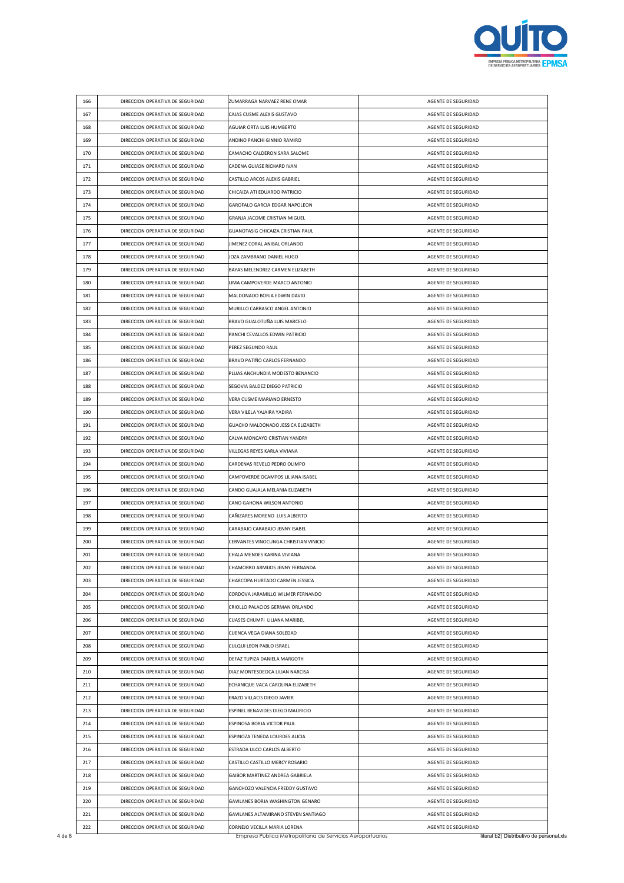| 166 | DIRECCION OPERATIVA DE SEGURIDAD | ZUMARRAGA NARVAEZ RENE OMAR | AGENTE DE SEGURIDAD |
|---|---|---|---|
| 167 | DIRECCION OPERATIVA DE SEGURIDAD | CAJAS CUSME ALEXIS GUSTAVO | AGENTE DE SEGURIDAD |
| 168 | DIRECCION OPERATIVA DE SEGURIDAD | AGUIAR ORTA LUIS HUMBERTO | AGENTE DE SEGURIDAD |
| 169 | DIRECCION OPERATIVA DE SEGURIDAD | ANDINO PANCHI GINNIO RAMIRO | AGENTE DE SEGURIDAD |
| 170 | DIRECCION OPERATIVA DE SEGURIDAD | CAMACHO CALDERON SARA SALOME | AGENTE DE SEGURIDAD |
| 171 | DIRECCION OPERATIVA DE SEGURIDAD | CADENA GUIASE RICHARD IVAN | AGENTE DE SEGURIDAD |
| 172 | DIRECCION OPERATIVA DE SEGURIDAD | CASTILLO ARCOS ALEXIS GABRIEL | AGENTE DE SEGURIDAD |
| 173 | DIRECCION OPERATIVA DE SEGURIDAD | CHICAIZA ATI EDUARDO PATRICIO | AGENTE DE SEGURIDAD |
| 174 | DIRECCION OPERATIVA DE SEGURIDAD | GAROFALO GARCIA EDGAR NAPOLEON | AGENTE DE SEGURIDAD |
| 175 | DIRECCION OPERATIVA DE SEGURIDAD | GRANJA JACOME CRISTIAN MIGUEL | AGENTE DE SEGURIDAD |
| 176 | DIRECCION OPERATIVA DE SEGURIDAD | GUANOTASIG CHICAIZA CRISTIAN PAUL | AGENTE DE SEGURIDAD |
| 177 | DIRECCION OPERATIVA DE SEGURIDAD | JIMENEZ CORAL ANIBAL ORLANDO | AGENTE DE SEGURIDAD |
| 178 | DIRECCION OPERATIVA DE SEGURIDAD | JOZA ZAMBRANO DANIEL HUGO | AGENTE DE SEGURIDAD |
| 179 | DIRECCION OPERATIVA DE SEGURIDAD | BAYAS MELENDREZ CARMEN ELIZABETH | AGENTE DE SEGURIDAD |
| 180 | DIRECCION OPERATIVA DE SEGURIDAD | LIMA CAMPOVERDE MARCO ANTONIO | AGENTE DE SEGURIDAD |
| 181 | DIRECCION OPERATIVA DE SEGURIDAD | MALDONADO BORJA EDWIN DAVID | AGENTE DE SEGURIDAD |
| 182 | DIRECCION OPERATIVA DE SEGURIDAD | MURILLO CARRASCO ANGEL ANTONIO | AGENTE DE SEGURIDAD |
| 183 | DIRECCION OPERATIVA DE SEGURIDAD | BRAVO GUALOTUÑA LUIS MARCELO | AGENTE DE SEGURIDAD |
| 184 | DIRECCION OPERATIVA DE SEGURIDAD | PANCHI CEVALLOS EDWIN PATRICIO | AGENTE DE SEGURIDAD |
| 185 | DIRECCION OPERATIVA DE SEGURIDAD | PEREZ SEGUNDO RAUL | AGENTE DE SEGURIDAD |
| 186 | DIRECCION OPERATIVA DE SEGURIDAD | BRAVO PATIÑO CARLOS FERNANDO | AGENTE DE SEGURIDAD |
| 187 | DIRECCION OPERATIVA DE SEGURIDAD | PLUAS ANCHUNDIA MODESTO BENANCIO | AGENTE DE SEGURIDAD |
| 188 | DIRECCION OPERATIVA DE SEGURIDAD | SEGOVIA BALDEZ DIEGO PATRICIO | AGENTE DE SEGURIDAD |
| 189 | DIRECCION OPERATIVA DE SEGURIDAD | VERA CUSME MARIANO ERNESTO | AGENTE DE SEGURIDAD |
| 190 | DIRECCION OPERATIVA DE SEGURIDAD | VERA VILELA YAJAIRA YADIRA | AGENTE DE SEGURIDAD |
| 191 | DIRECCION OPERATIVA DE SEGURIDAD | GUACHO MALDONADO JESSICA ELIZABETH | AGENTE DE SEGURIDAD |
| 192 | DIRECCION OPERATIVA DE SEGURIDAD | CALVA MONCAYO CRISTIAN YANDRY | AGENTE DE SEGURIDAD |
| 193 | DIRECCION OPERATIVA DE SEGURIDAD | VILLEGAS REYES KARLA VIVIANA | AGENTE DE SEGURIDAD |
| 194 | DIRECCION OPERATIVA DE SEGURIDAD | CARDENAS REVELO PEDRO OLIMPO | AGENTE DE SEGURIDAD |
| 195 | DIRECCION OPERATIVA DE SEGURIDAD | CAMPOVERDE OCAMPOS LILIANA ISABEL | AGENTE DE SEGURIDAD |
| 196 | DIRECCION OPERATIVA DE SEGURIDAD | CANDO GUAJALA MELANIA ELIZABETH | AGENTE DE SEGURIDAD |
| 197 | DIRECCION OPERATIVA DE SEGURIDAD | CANO GAHONA WILSON ANTONIO | AGENTE DE SEGURIDAD |
| 198 | DIRECCION OPERATIVA DE SEGURIDAD | CAÑIZARES MORENO LUIS ALBERTO | AGENTE DE SEGURIDAD |
| 199 | DIRECCION OPERATIVA DE SEGURIDAD | CARABAJO CARABAJO JENNY ISABEL | AGENTE DE SEGURIDAD |
| 200 | DIRECCION OPERATIVA DE SEGURIDAD | CERVANTES VINOCUNGA CHRISTIAN VINICIO | AGENTE DE SEGURIDAD |
| 201 | DIRECCION OPERATIVA DE SEGURIDAD | CHALA MENDES KARINA VIVIANA | AGENTE DE SEGURIDAD |
| 202 | DIRECCION OPERATIVA DE SEGURIDAD | CHAMORRO ARMIJOS JENNY FERNANDA | AGENTE DE SEGURIDAD |
| 203 | DIRECCION OPERATIVA DE SEGURIDAD | CHARCOPA HURTADO CARMEN JESSICA | AGENTE DE SEGURIDAD |
| 204 | DIRECCION OPERATIVA DE SEGURIDAD | CORDOVA JARAMILLO WILMER FERNANDO | AGENTE DE SEGURIDAD |
| 205 | DIRECCION OPERATIVA DE SEGURIDAD | CRIOLLO PALACIOS GERMAN ORLANDO | AGENTE DE SEGURIDAD |
| 206 | DIRECCION OPERATIVA DE SEGURIDAD | CUASES CHUMPI LILIANA MARIBEL | AGENTE DE SEGURIDAD |
| 207 | DIRECCION OPERATIVA DE SEGURIDAD | CUENCA VEGA DIANA SOLEDAD | AGENTE DE SEGURIDAD |
| 208 | DIRECCION OPERATIVA DE SEGURIDAD | CULQUI LEON PABLO ISRAEL | AGENTE DE SEGURIDAD |
| 209 | DIRECCION OPERATIVA DE SEGURIDAD | DEFAZ TUPIZA DANIELA MARGOTH | AGENTE DE SEGURIDAD |
| 210 | DIRECCION OPERATIVA DE SEGURIDAD | DIAZ MONTESDEOCA LILIAN NARCISA | AGENTE DE SEGURIDAD |
| 211 | DIRECCION OPERATIVA DE SEGURIDAD | ECHANIQUE VACA CAROLINA ELIZABETH | AGENTE DE SEGURIDAD |
| 212 | DIRECCION OPERATIVA DE SEGURIDAD | ERAZO VILLACIS DIEGO JAVIER | AGENTE DE SEGURIDAD |
| 213 | DIRECCION OPERATIVA DE SEGURIDAD | ESPINEL BENAVIDES DIEGO MAURICIO | AGENTE DE SEGURIDAD |
| 214 | DIRECCION OPERATIVA DE SEGURIDAD | ESPINOSA BORJA VICTOR PAUL | AGENTE DE SEGURIDAD |
| 215 | DIRECCION OPERATIVA DE SEGURIDAD | ESPINOZA TENEDA LOURDES ALICIA | AGENTE DE SEGURIDAD |
| 216 | DIRECCION OPERATIVA DE SEGURIDAD | ESTRADA ULCO CARLOS ALBERTO | AGENTE DE SEGURIDAD |
| 217 | DIRECCION OPERATIVA DE SEGURIDAD | CASTILLO CASTILLO MERCY ROSARIO | AGENTE DE SEGURIDAD |
| 218 | DIRECCION OPERATIVA DE SEGURIDAD | GAIBOR MARTINEZ ANDREA GABRIELA | AGENTE DE SEGURIDAD |
| 219 | DIRECCION OPERATIVA DE SEGURIDAD | GANCHOZO VALENCIA FREDDY GUSTAVO | AGENTE DE SEGURIDAD |
| 220 | DIRECCION OPERATIVA DE SEGURIDAD | GAVILANES BORJA WASHINGTON GENARO | AGENTE DE SEGURIDAD |
| 221 | DIRECCION OPERATIVA DE SEGURIDAD | GAVILANES ALTAMIRANO STEVEN SANTIAGO | AGENTE DE SEGURIDAD |
| 222 | DIRECCION OPERATIVA DE SEGURIDAD | CORNEJO VECILLA MARIA LORENA | AGENTE DE SEGURIDAD |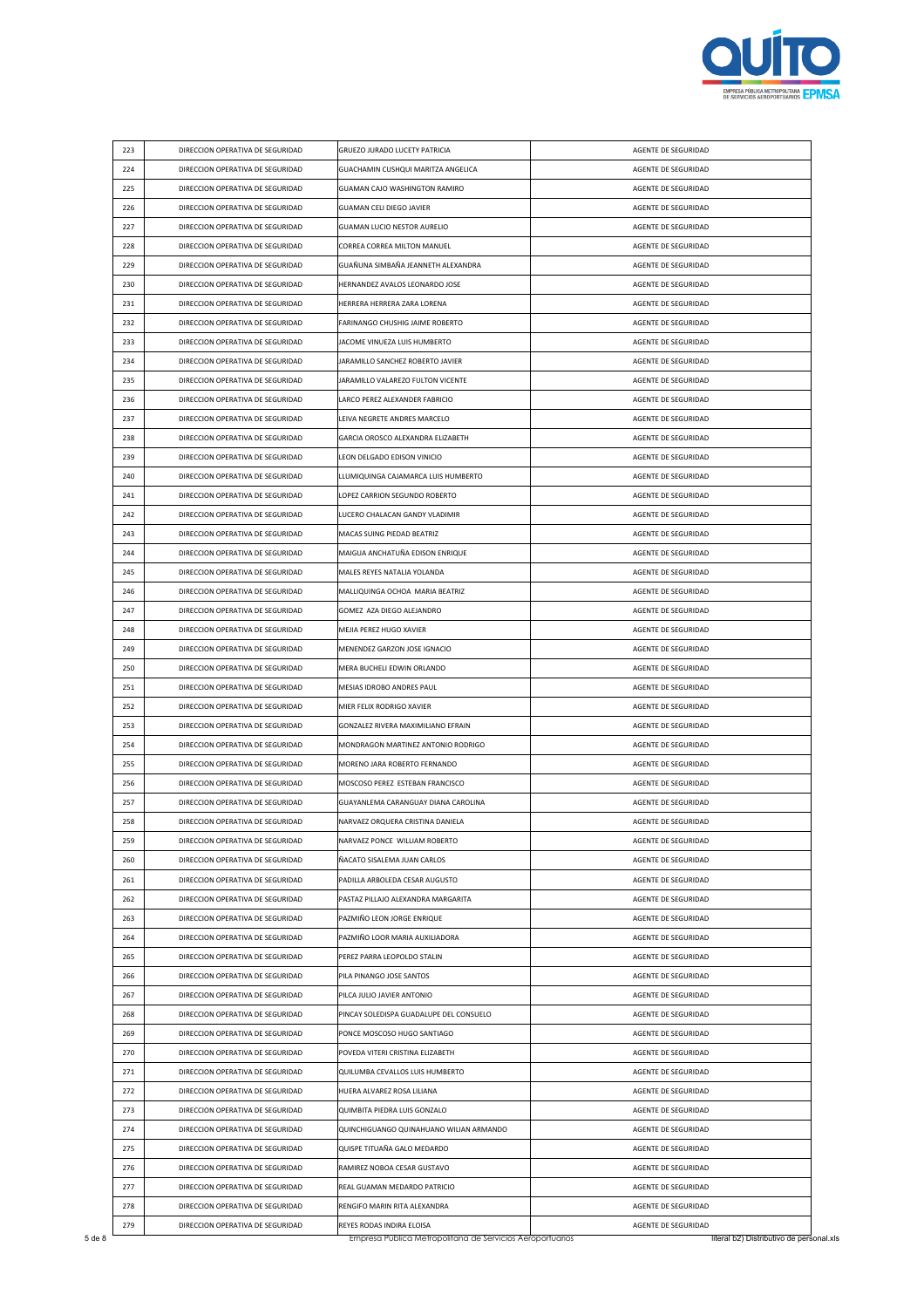| | | | |
|---|---|---|---|
| 223 | DIRECCION OPERATIVA DE SEGURIDAD | GRUEZO JURADO LUCETY PATRICIA | AGENTE DE SEGURIDAD |
| 224 | DIRECCION OPERATIVA DE SEGURIDAD | GUACHAMIN CUSHQUI MARITZA ANGELICA | AGENTE DE SEGURIDAD |
| 225 | DIRECCION OPERATIVA DE SEGURIDAD | GUAMAN CAJO WASHINGTON RAMIRO | AGENTE DE SEGURIDAD |
| 226 | DIRECCION OPERATIVA DE SEGURIDAD | GUAMAN CELI DIEGO JAVIER | AGENTE DE SEGURIDAD |
| 227 | DIRECCION OPERATIVA DE SEGURIDAD | GUAMAN LUCIO NESTOR AURELIO | AGENTE DE SEGURIDAD |
| 228 | DIRECCION OPERATIVA DE SEGURIDAD | CORREA CORREA MILTON MANUEL | AGENTE DE SEGURIDAD |
| 229 | DIRECCION OPERATIVA DE SEGURIDAD | GUAÑUNA SIMBAÑA JEANNETH ALEXANDRA | AGENTE DE SEGURIDAD |
| 230 | DIRECCION OPERATIVA DE SEGURIDAD | HERNANDEZ AVALOS LEONARDO JOSE | AGENTE DE SEGURIDAD |
| 231 | DIRECCION OPERATIVA DE SEGURIDAD | HERRERA HERRERA ZARA LORENA | AGENTE DE SEGURIDAD |
| 232 | DIRECCION OPERATIVA DE SEGURIDAD | FARINANGO CHUSHIG JAIME ROBERTO | AGENTE DE SEGURIDAD |
| 233 | DIRECCION OPERATIVA DE SEGURIDAD | JACOME VINUEZA LUIS HUMBERTO | AGENTE DE SEGURIDAD |
| 234 | DIRECCION OPERATIVA DE SEGURIDAD | JARAMILLO SANCHEZ ROBERTO JAVIER | AGENTE DE SEGURIDAD |
| 235 | DIRECCION OPERATIVA DE SEGURIDAD | JARAMILLO VALAREZO FULTON VICENTE | AGENTE DE SEGURIDAD |
| 236 | DIRECCION OPERATIVA DE SEGURIDAD | LARCO PEREZ ALEXANDER FABRICIO | AGENTE DE SEGURIDAD |
| 237 | DIRECCION OPERATIVA DE SEGURIDAD | LEIVA NEGRETE ANDRES MARCELO | AGENTE DE SEGURIDAD |
| 238 | DIRECCION OPERATIVA DE SEGURIDAD | GARCIA OROSCO ALEXANDRA ELIZABETH | AGENTE DE SEGURIDAD |
| 239 | DIRECCION OPERATIVA DE SEGURIDAD | LEON DELGADO EDISON VINICIO | AGENTE DE SEGURIDAD |
| 240 | DIRECCION OPERATIVA DE SEGURIDAD | LLUMIQUINGA CAJAMARCA LUIS HUMBERTO | AGENTE DE SEGURIDAD |
| 241 | DIRECCION OPERATIVA DE SEGURIDAD | LOPEZ CARRION SEGUNDO ROBERTO | AGENTE DE SEGURIDAD |
| 242 | DIRECCION OPERATIVA DE SEGURIDAD | LUCERO CHALACAN GANDY VLADIMIR | AGENTE DE SEGURIDAD |
| 243 | DIRECCION OPERATIVA DE SEGURIDAD | MACAS SUING PIEDAD BEATRIZ | AGENTE DE SEGURIDAD |
| 244 | DIRECCION OPERATIVA DE SEGURIDAD | MAIGUA ANCHATUÑA EDISON ENRIQUE | AGENTE DE SEGURIDAD |
| 245 | DIRECCION OPERATIVA DE SEGURIDAD | MALES REYES NATALIA YOLANDA | AGENTE DE SEGURIDAD |
| 246 | DIRECCION OPERATIVA DE SEGURIDAD | MALLIQUINGA OCHOA MARIA BEATRIZ | AGENTE DE SEGURIDAD |
| 247 | DIRECCION OPERATIVA DE SEGURIDAD | GOMEZ AZA DIEGO ALEJANDRO | AGENTE DE SEGURIDAD |
| 248 | DIRECCION OPERATIVA DE SEGURIDAD | MEJIA PEREZ HUGO XAVIER | AGENTE DE SEGURIDAD |
| 249 | DIRECCION OPERATIVA DE SEGURIDAD | MENENDEZ GARZON JOSE IGNACIO | AGENTE DE SEGURIDAD |
| 250 | DIRECCION OPERATIVA DE SEGURIDAD | MERA BUCHELI EDWIN ORLANDO | AGENTE DE SEGURIDAD |
| 251 | DIRECCION OPERATIVA DE SEGURIDAD | MESIAS IDROBO ANDRES PAUL | AGENTE DE SEGURIDAD |
| 252 | DIRECCION OPERATIVA DE SEGURIDAD | MIER FELIX RODRIGO XAVIER | AGENTE DE SEGURIDAD |
| 253 | DIRECCION OPERATIVA DE SEGURIDAD | GONZALEZ RIVERA MAXIMILIANO EFRAIN | AGENTE DE SEGURIDAD |
| 254 | DIRECCION OPERATIVA DE SEGURIDAD | MONDRAGON MARTINEZ ANTONIO RODRIGO | AGENTE DE SEGURIDAD |
| 255 | DIRECCION OPERATIVA DE SEGURIDAD | MORENO JARA ROBERTO FERNANDO | AGENTE DE SEGURIDAD |
| 256 | DIRECCION OPERATIVA DE SEGURIDAD | MOSCOSO PEREZ ESTEBAN FRANCISCO | AGENTE DE SEGURIDAD |
| 257 | DIRECCION OPERATIVA DE SEGURIDAD | GUAYANLEMA CARANGUAY DIANA CAROLINA | AGENTE DE SEGURIDAD |
| 258 | DIRECCION OPERATIVA DE SEGURIDAD | NARVAEZ ORQUERA CRISTINA DANIELA | AGENTE DE SEGURIDAD |
| 259 | DIRECCION OPERATIVA DE SEGURIDAD | NARVAEZ PONCE WILLIAM ROBERTO | AGENTE DE SEGURIDAD |
| 260 | DIRECCION OPERATIVA DE SEGURIDAD | ÑACATO SISALEMA JUAN CARLOS | AGENTE DE SEGURIDAD |
| 261 | DIRECCION OPERATIVA DE SEGURIDAD | PADILLA ARBOLEDA CESAR AUGUSTO | AGENTE DE SEGURIDAD |
| 262 | DIRECCION OPERATIVA DE SEGURIDAD | PASTAZ PILLAJO ALEXANDRA MARGARITA | AGENTE DE SEGURIDAD |
| 263 | DIRECCION OPERATIVA DE SEGURIDAD | PAZMIÑO LEON JORGE ENRIQUE | AGENTE DE SEGURIDAD |
| 264 | DIRECCION OPERATIVA DE SEGURIDAD | PAZMIÑO LOOR MARIA AUXILIADORA | AGENTE DE SEGURIDAD |
| 265 | DIRECCION OPERATIVA DE SEGURIDAD | PEREZ PARRA LEOPOLDO STALIN | AGENTE DE SEGURIDAD |
| 266 | DIRECCION OPERATIVA DE SEGURIDAD | PILA PINANGO JOSE SANTOS | AGENTE DE SEGURIDAD |
| 267 | DIRECCION OPERATIVA DE SEGURIDAD | PILCA JULIO JAVIER ANTONIO | AGENTE DE SEGURIDAD |
| 268 | DIRECCION OPERATIVA DE SEGURIDAD | PINCAY SOLEDISPA GUADALUPE DEL CONSUELO | AGENTE DE SEGURIDAD |
| 269 | DIRECCION OPERATIVA DE SEGURIDAD | PONCE MOSCOSO HUGO SANTIAGO | AGENTE DE SEGURIDAD |
| 270 | DIRECCION OPERATIVA DE SEGURIDAD | POVEDA VITERI CRISTINA ELIZABETH | AGENTE DE SEGURIDAD |
| 271 | DIRECCION OPERATIVA DE SEGURIDAD | QUILUMBA CEVALLOS LUIS HUMBERTO | AGENTE DE SEGURIDAD |
| 272 | DIRECCION OPERATIVA DE SEGURIDAD | HUERA ALVAREZ ROSA LILIANA | AGENTE DE SEGURIDAD |
| 273 | DIRECCION OPERATIVA DE SEGURIDAD | QUIMBITA PIEDRA LUIS GONZALO | AGENTE DE SEGURIDAD |
| 274 | DIRECCION OPERATIVA DE SEGURIDAD | QUINCHIGUANGO QUINAHUANO WILIAN ARMANDO | AGENTE DE SEGURIDAD |
| 275 | DIRECCION OPERATIVA DE SEGURIDAD | QUISPE TITUAÑA GALO MEDARDO | AGENTE DE SEGURIDAD |
| 276 | DIRECCION OPERATIVA DE SEGURIDAD | RAMIREZ NOBOA CESAR GUSTAVO | AGENTE DE SEGURIDAD |
| 277 | DIRECCION OPERATIVA DE SEGURIDAD | REAL GUAMAN MEDARDO PATRICIO | AGENTE DE SEGURIDAD |
| 278 | DIRECCION OPERATIVA DE SEGURIDAD | RENGIFO MARIN RITA ALEXANDRA | AGENTE DE SEGURIDAD |
| 279 | DIRECCION OPERATIVA DE SEGURIDAD | REYES RODAS INDIRA ELOISA | AGENTE DE SEGURIDAD |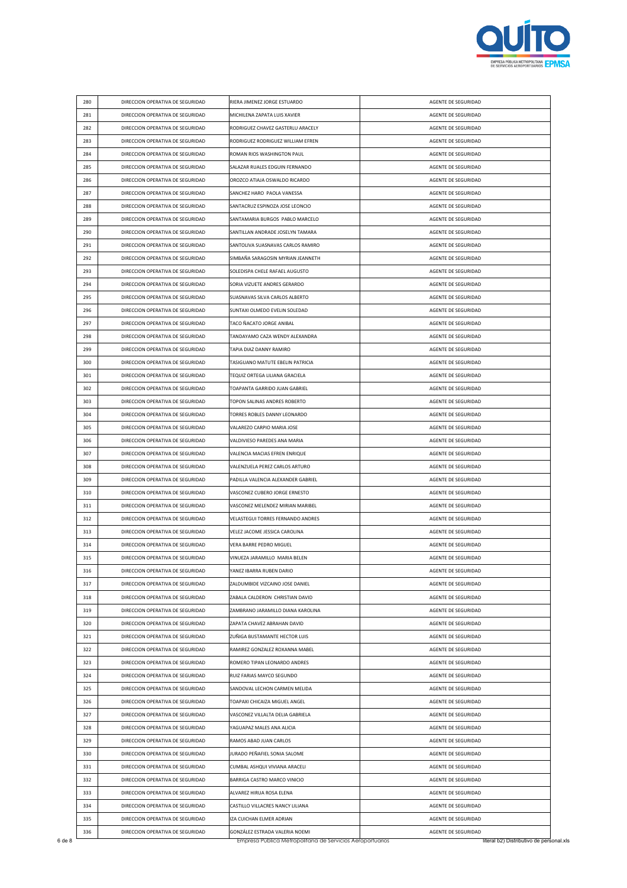| | | | |
|---|---|---|---|
| 280 | DIRECCION OPERATIVA DE SEGURIDAD | RIERA JIMENEZ JORGE ESTUARDO | AGENTE DE SEGURIDAD |
| 281 | DIRECCION OPERATIVA DE SEGURIDAD | MICHILENA ZAPATA LUIS XAVIER | AGENTE DE SEGURIDAD |
| 282 | DIRECCION OPERATIVA DE SEGURIDAD | RODRIGUEZ CHAVEZ GASTERLU ARACELY | AGENTE DE SEGURIDAD |
| 283 | DIRECCION OPERATIVA DE SEGURIDAD | RODRIGUEZ RODRIGUEZ WILLIAM EFREN | AGENTE DE SEGURIDAD |
| 284 | DIRECCION OPERATIVA DE SEGURIDAD | ROMAN RIOS WASHINGTON PAUL | AGENTE DE SEGURIDAD |
| 285 | DIRECCION OPERATIVA DE SEGURIDAD | SALAZAR RUALES EDGUIN FERNANDO | AGENTE DE SEGURIDAD |
| 286 | DIRECCION OPERATIVA DE SEGURIDAD | OROZCO ATIAJA OSWALDO RICARDO | AGENTE DE SEGURIDAD |
| 287 | DIRECCION OPERATIVA DE SEGURIDAD | SANCHEZ HARO PAOLA VANESSA | AGENTE DE SEGURIDAD |
| 288 | DIRECCION OPERATIVA DE SEGURIDAD | SANTACRUZ ESPINOZA JOSE LEONCIO | AGENTE DE SEGURIDAD |
| 289 | DIRECCION OPERATIVA DE SEGURIDAD | SANTAMARIA BURGOS PABLO MARCELO | AGENTE DE SEGURIDAD |
| 290 | DIRECCION OPERATIVA DE SEGURIDAD | SANTILLAN ANDRADE JOSELYN TAMARA | AGENTE DE SEGURIDAD |
| 291 | DIRECCION OPERATIVA DE SEGURIDAD | SANTOLIVA SUASNAVAS CARLOS RAMIRO | AGENTE DE SEGURIDAD |
| 292 | DIRECCION OPERATIVA DE SEGURIDAD | SIMBAÑA SARAGOSIN MYRIAN JEANNETH | AGENTE DE SEGURIDAD |
| 293 | DIRECCION OPERATIVA DE SEGURIDAD | SOLEDISPA CHELE RAFAEL AUGUSTO | AGENTE DE SEGURIDAD |
| 294 | DIRECCION OPERATIVA DE SEGURIDAD | SORIA VIZUETE ANDRES GERARDO | AGENTE DE SEGURIDAD |
| 295 | DIRECCION OPERATIVA DE SEGURIDAD | SUASNAVAS SILVA CARLOS ALBERTO | AGENTE DE SEGURIDAD |
| 296 | DIRECCION OPERATIVA DE SEGURIDAD | SUNTAXI OLMEDO EVELIN SOLEDAD | AGENTE DE SEGURIDAD |
| 297 | DIRECCION OPERATIVA DE SEGURIDAD | TACO ÑACATO JORGE ANIBAL | AGENTE DE SEGURIDAD |
| 298 | DIRECCION OPERATIVA DE SEGURIDAD | TANDAYAMO CAZA WENDY ALEXANDRA | AGENTE DE SEGURIDAD |
| 299 | DIRECCION OPERATIVA DE SEGURIDAD | TAPIA DIAZ DANNY RAMIRO | AGENTE DE SEGURIDAD |
| 300 | DIRECCION OPERATIVA DE SEGURIDAD | TASIGUANO MATUTE EBELIN PATRICIA | AGENTE DE SEGURIDAD |
| 301 | DIRECCION OPERATIVA DE SEGURIDAD | TEQUIZ ORTEGA LILIANA GRACIELA | AGENTE DE SEGURIDAD |
| 302 | DIRECCION OPERATIVA DE SEGURIDAD | TOAPANTA GARRIDO JUAN GABRIEL | AGENTE DE SEGURIDAD |
| 303 | DIRECCION OPERATIVA DE SEGURIDAD | TOPON SALINAS ANDRES ROBERTO | AGENTE DE SEGURIDAD |
| 304 | DIRECCION OPERATIVA DE SEGURIDAD | TORRES ROBLES DANNY LEONARDO | AGENTE DE SEGURIDAD |
| 305 | DIRECCION OPERATIVA DE SEGURIDAD | VALAREZO CARPIO MARIA JOSE | AGENTE DE SEGURIDAD |
| 306 | DIRECCION OPERATIVA DE SEGURIDAD | VALDIVIESO PAREDES ANA MARIA | AGENTE DE SEGURIDAD |
| 307 | DIRECCION OPERATIVA DE SEGURIDAD | VALENCIA MACIAS EFREN ENRIQUE | AGENTE DE SEGURIDAD |
| 308 | DIRECCION OPERATIVA DE SEGURIDAD | VALENZUELA PEREZ CARLOS ARTURO | AGENTE DE SEGURIDAD |
| 309 | DIRECCION OPERATIVA DE SEGURIDAD | PADILLA VALENCIA ALEXANDER GABRIEL | AGENTE DE SEGURIDAD |
| 310 | DIRECCION OPERATIVA DE SEGURIDAD | VASCONEZ CUBERO JORGE ERNESTO | AGENTE DE SEGURIDAD |
| 311 | DIRECCION OPERATIVA DE SEGURIDAD | VASCONEZ MELENDEZ MIRIAN MARIBEL | AGENTE DE SEGURIDAD |
| 312 | DIRECCION OPERATIVA DE SEGURIDAD | VELASTEGUI TORRES FERNANDO ANDRES | AGENTE DE SEGURIDAD |
| 313 | DIRECCION OPERATIVA DE SEGURIDAD | VELEZ JACOME JESSICA CAROLINA | AGENTE DE SEGURIDAD |
| 314 | DIRECCION OPERATIVA DE SEGURIDAD | VERA BARRE PEDRO MIGUEL | AGENTE DE SEGURIDAD |
| 315 | DIRECCION OPERATIVA DE SEGURIDAD | VINUEZA JARAMILLO MARIA BELEN | AGENTE DE SEGURIDAD |
| 316 | DIRECCION OPERATIVA DE SEGURIDAD | YANEZ IBARRA RUBEN DARIO | AGENTE DE SEGURIDAD |
| 317 | DIRECCION OPERATIVA DE SEGURIDAD | ZALDUMBIDE VIZCAINO JOSE DANIEL | AGENTE DE SEGURIDAD |
| 318 | DIRECCION OPERATIVA DE SEGURIDAD | ZABALA CALDERON CHRISTIAN DAVID | AGENTE DE SEGURIDAD |
| 319 | DIRECCION OPERATIVA DE SEGURIDAD | ZAMBRANO JARAMILLO DIANA KAROLINA | AGENTE DE SEGURIDAD |
| 320 | DIRECCION OPERATIVA DE SEGURIDAD | ZAPATA CHAVEZ ABRAHAN DAVID | AGENTE DE SEGURIDAD |
| 321 | DIRECCION OPERATIVA DE SEGURIDAD | ZUÑIGA BUSTAMANTE HECTOR LUIS | AGENTE DE SEGURIDAD |
| 322 | DIRECCION OPERATIVA DE SEGURIDAD | RAMIREZ GONZALEZ ROXANNA MABEL | AGENTE DE SEGURIDAD |
| 323 | DIRECCION OPERATIVA DE SEGURIDAD | ROMERO TIPAN LEONARDO ANDRES | AGENTE DE SEGURIDAD |
| 324 | DIRECCION OPERATIVA DE SEGURIDAD | RUIZ FARIAS MAYCO SEGUNDO | AGENTE DE SEGURIDAD |
| 325 | DIRECCION OPERATIVA DE SEGURIDAD | SANDOVAL LECHON CARMEN MELIDA | AGENTE DE SEGURIDAD |
| 326 | DIRECCION OPERATIVA DE SEGURIDAD | TOAPAXI CHICAIZA MIGUEL ANGEL | AGENTE DE SEGURIDAD |
| 327 | DIRECCION OPERATIVA DE SEGURIDAD | VASCONEZ VILLALTA DELIA GABRIELA | AGENTE DE SEGURIDAD |
| 328 | DIRECCION OPERATIVA DE SEGURIDAD | YAGUAPAZ MALES ANA ALICIA | AGENTE DE SEGURIDAD |
| 329 | DIRECCION OPERATIVA DE SEGURIDAD | RAMOS ABAD JUAN CARLOS | AGENTE DE SEGURIDAD |
| 330 | DIRECCION OPERATIVA DE SEGURIDAD | JURADO PEÑAFIEL SONIA SALOME | AGENTE DE SEGURIDAD |
| 331 | DIRECCION OPERATIVA DE SEGURIDAD | CUMBAL ASHQUI VIVIANA ARACELI | AGENTE DE SEGURIDAD |
| 332 | DIRECCION OPERATIVA DE SEGURIDAD | BARRIGA CASTRO MARCO VINICIO | AGENTE DE SEGURIDAD |
| 333 | DIRECCION OPERATIVA DE SEGURIDAD | ALVAREZ HIRUA ROSA ELENA | AGENTE DE SEGURIDAD |
| 334 | DIRECCION OPERATIVA DE SEGURIDAD | CASTILLO VILLACRES NANCY LILIANA | AGENTE DE SEGURIDAD |
| 335 | DIRECCION OPERATIVA DE SEGURIDAD | IZA CUICHAN ELMER ADRIAN | AGENTE DE SEGURIDAD |
| 336 | DIRECCION OPERATIVA DE SEGURIDAD | GONZÁLEZ ESTRADA VALERIA NOEMI | AGENTE DE SEGURIDAD |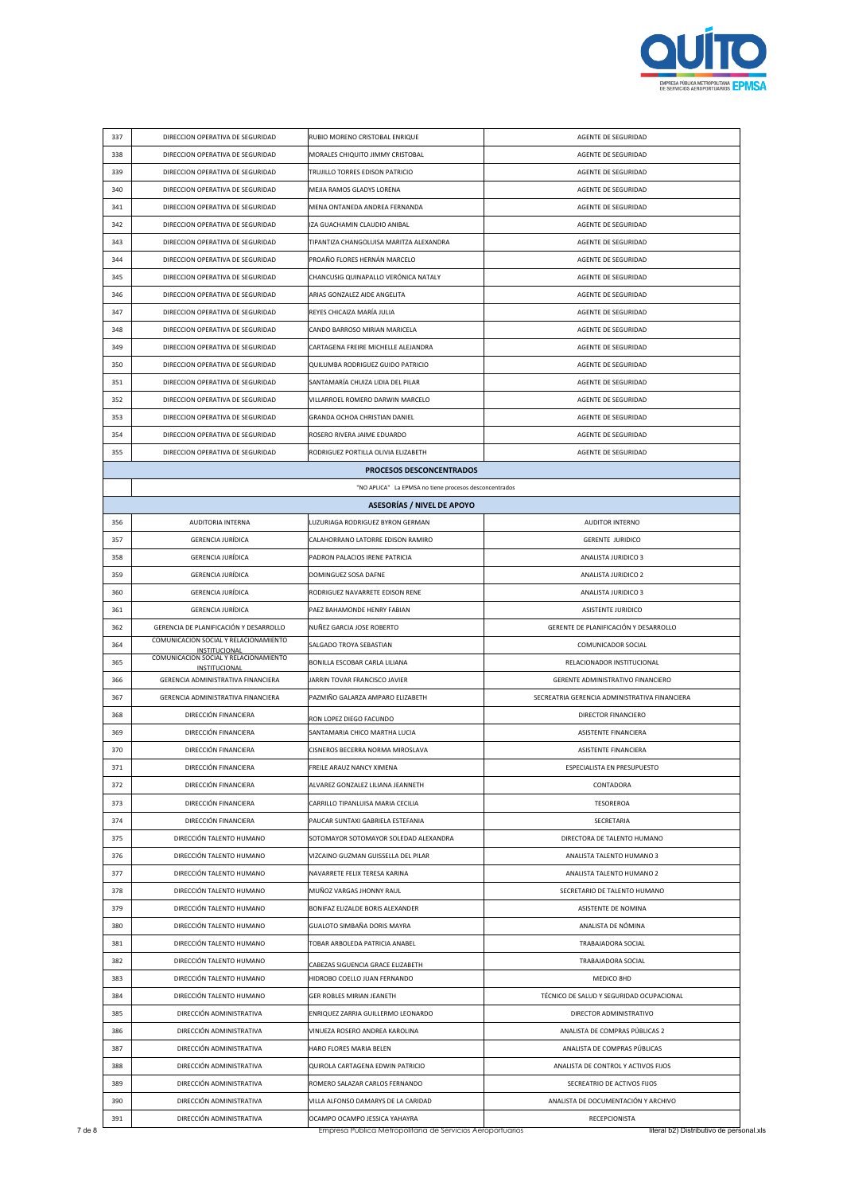| | | | |
|---|---|---|---|
| 337 | DIRECCION OPERATIVA DE SEGURIDAD | RUBIO MORENO CRISTOBAL ENRIQUE | AGENTE DE SEGURIDAD |
| 338 | DIRECCION OPERATIVA DE SEGURIDAD | MORALES CHIQUITO JIMMY CRISTOBAL | AGENTE DE SEGURIDAD |
| 339 | DIRECCION OPERATIVA DE SEGURIDAD | TRUJILLO TORRES EDISON PATRICIO | AGENTE DE SEGURIDAD |
| 340 | DIRECCION OPERATIVA DE SEGURIDAD | MEJIA RAMOS GLADYS LORENA | AGENTE DE SEGURIDAD |
| 341 | DIRECCION OPERATIVA DE SEGURIDAD | MENA ONTANEDA ANDREA FERNANDA | AGENTE DE SEGURIDAD |
| 342 | DIRECCION OPERATIVA DE SEGURIDAD | IZA GUACHAMIN CLAUDIO ANIBAL | AGENTE DE SEGURIDAD |
| 343 | DIRECCION OPERATIVA DE SEGURIDAD | TIPANTIZA CHANGOLUISA MARITZA ALEXANDRA | AGENTE DE SEGURIDAD |
| 344 | DIRECCION OPERATIVA DE SEGURIDAD | PROAÑO FLORES HERNÁN MARCELO | AGENTE DE SEGURIDAD |
| 345 | DIRECCION OPERATIVA DE SEGURIDAD | CHANCUSIG QUINAPALLO VERÓNICA NATALY | AGENTE DE SEGURIDAD |
| 346 | DIRECCION OPERATIVA DE SEGURIDAD | ARIAS GONZALEZ AIDE ANGELITA | AGENTE DE SEGURIDAD |
| 347 | DIRECCION OPERATIVA DE SEGURIDAD | REYES CHICAIZA MARÍA JULIA | AGENTE DE SEGURIDAD |
| 348 | DIRECCION OPERATIVA DE SEGURIDAD | CANDO BARROSO MIRIAN MARICELA | AGENTE DE SEGURIDAD |
| 349 | DIRECCION OPERATIVA DE SEGURIDAD | CARTAGENA FREIRE MICHELLE ALEJANDRA | AGENTE DE SEGURIDAD |
| 350 | DIRECCION OPERATIVA DE SEGURIDAD | QUILUMBA RODRIGUEZ GUIDO PATRICIO | AGENTE DE SEGURIDAD |
| 351 | DIRECCION OPERATIVA DE SEGURIDAD | SANTAMARÍA CHUIZA LIDIA DEL PILAR | AGENTE DE SEGURIDAD |
| 352 | DIRECCION OPERATIVA DE SEGURIDAD | VILLARROEL ROMERO DARWIN MARCELO | AGENTE DE SEGURIDAD |
| 353 | DIRECCION OPERATIVA DE SEGURIDAD | GRANDA OCHOA CHRISTIAN DANIEL | AGENTE DE SEGURIDAD |
| 354 | DIRECCION OPERATIVA DE SEGURIDAD | ROSERO RIVERA JAIME EDUARDO | AGENTE DE SEGURIDAD |
| 355 | DIRECCION OPERATIVA DE SEGURIDAD | RODRIGUEZ PORTILLA OLIVIA ELIZABETH | AGENTE DE SEGURIDAD |
| **PROCESOS DESCONCENTRADOS** | | | |
| | "NO APLICA" La EPMSA no tiene procesos desconcentrados | | |
| **ASESORÍAS / NIVEL DE APOYO** | | | |
| 356 | AUDITORIA INTERNA | LUZURIAGA RODRIGUEZ BYRON GERMAN | AUDITOR INTERNO |
| 357 | GERENCIA JURÍDICA | CALAHORRANO LATORRE EDISON RAMIRO | GERENTE JURIDICO |
| 358 | GERENCIA JURÍDICA | PADRON PALACIOS IRENE PATRICIA | ANALISTA JURIDICO 3 |
| 359 | GERENCIA JURÍDICA | DOMINGUEZ SOSA DAFNE | ANALISTA JURIDICO 2 |
| 360 | GERENCIA JURÍDICA | RODRIGUEZ NAVARRETE EDISON RENE | ANALISTA JURIDICO 3 |
| 361 | GERENCIA JURÍDICA | PAEZ BAHAMONDE HENRY FABIAN | ASISTENTE JURIDICO |
| 362 | GERENCIA DE PLANIFICACIÓN Y DESARROLLO | NUÑEZ GARCIA JOSE ROBERTO | GERENTE DE PLANIFICACIÓN Y DESARROLLO |
| 364 | COMUNICACION SOCIAL Y RELACIONAMIENTO INSTITUCIONAL | SALGADO TROYA SEBASTIAN | COMUNICADOR SOCIAL |
| 365 | COMUNICACION SOCIAL Y RELACIONAMIENTO INSTITUCIONAL | BONILLA ESCOBAR CARLA LILIANA | RELACIONADOR INSTITUCIONAL |
| 366 | GERENCIA ADMINISTRATIVA FINANCIERA | JARRIN TOVAR FRANCISCO JAVIER | GERENTE ADMINISTRATIVO FINANCIERO |
| 367 | GERENCIA ADMINISTRATIVA FINANCIERA | PAZMIÑO GALARZA AMPARO ELIZABETH | SECREATRIA GERENCIA ADMINISTRATIVA FINANCIERA |
| 368 | DIRECCIÓN FINANCIERA | RON LOPEZ DIEGO FACUNDO | DIRECTOR FINANCIERO |
| 369 | DIRECCIÓN FINANCIERA | SANTAMARIA CHICO MARTHA LUCIA | ASISTENTE FINANCIERA |
| 370 | DIRECCIÓN FINANCIERA | CISNEROS BECERRA NORMA MIROSLAVA | ASISTENTE FINANCIERA |
| 371 | DIRECCIÓN FINANCIERA | FREILE ARAUZ NANCY XIMENA | ESPECIALISTA EN PRESUPUESTO |
| 372 | DIRECCIÓN FINANCIERA | ALVAREZ GONZALEZ LILIANA JEANNETH | CONTADORA |
| 373 | DIRECCIÓN FINANCIERA | CARRILLO TIPANLUISA MARIA CECILIA | TESOREROA |
| 374 | DIRECCIÓN FINANCIERA | PAUCAR SUNTAXI GABRIELA ESTEFANIA | SECRETARIA |
| 375 | DIRECCIÓN TALENTO HUMANO | SOTOMAYOR SOTOMAYOR SOLEDAD ALEXANDRA | DIRECTORA DE TALENTO HUMANO |
| 376 | DIRECCIÓN TALENTO HUMANO | VIZCAINO GUZMAN GUISSELLA DEL PILAR | ANALISTA TALENTO HUMANO 3 |
| 377 | DIRECCIÓN TALENTO HUMANO | NAVARRETE FELIX TERESA KARINA | ANALISTA TALENTO HUMANO 2 |
| 378 | DIRECCIÓN TALENTO HUMANO | MUÑOZ VARGAS JHONNY RAUL | SECRETARIO DE TALENTO HUMANO |
| 379 | DIRECCIÓN TALENTO HUMANO | BONIFAZ ELIZALDE BORIS ALEXANDER | ASISTENTE DE NOMINA |
| 380 | DIRECCIÓN TALENTO HUMANO | GUALOTO SIMBAÑA DORIS MAYRA | ANALISTA DE NÓMINA |
| 381 | DIRECCIÓN TALENTO HUMANO | TOBAR ARBOLEDA PATRICIA ANABEL | TRABAJADORA SOCIAL |
| 382 | DIRECCIÓN TALENTO HUMANO | CABEZAS SIGUENCIA GRACE ELIZABETH | TRABAJADORA SOCIAL |
| 383 | DIRECCIÓN TALENTO HUMANO | HIDROBO COELLO JUAN FERNANDO | MEDICO 8HD |
| 384 | DIRECCIÓN TALENTO HUMANO | GER ROBLES MIRIAN JEANETH | TÉCNICO DE SALUD Y SEGURIDAD OCUPACIONAL |
| 385 | DIRECCIÓN ADMINISTRATIVA | ENRIQUEZ ZARRIA GUILLERMO LEONARDO | DIRECTOR ADMINISTRATIVO |
| 386 | DIRECCIÓN ADMINISTRATIVA | VINUEZA ROSERO ANDREA KAROLINA | ANALISTA DE COMPRAS PÚBLICAS 2 |
| 387 | DIRECCIÓN ADMINISTRATIVA | HARO FLORES MARIA BELEN | ANALISTA DE COMPRAS PÚBLICAS |
| 388 | DIRECCIÓN ADMINISTRATIVA | QUIROLA CARTAGENA EDWIN PATRICIO | ANALISTA DE CONTROL Y ACTIVOS FIJOS |
| 389 | DIRECCIÓN ADMINISTRATIVA | ROMERO SALAZAR CARLOS FERNANDO | SECREATRIO DE ACTIVOS FIJOS |
| 390 | DIRECCIÓN ADMINISTRATIVA | VILLA ALFONSO DAMARYS DE LA CARIDAD | ANALISTA DE DOCUMENTACIÓN Y ARCHIVO |
| 391 | DIRECCIÓN ADMINISTRATIVA | OCAMPO OCAMPO JESSICA YAHAYRA | RECEPCIONISTA |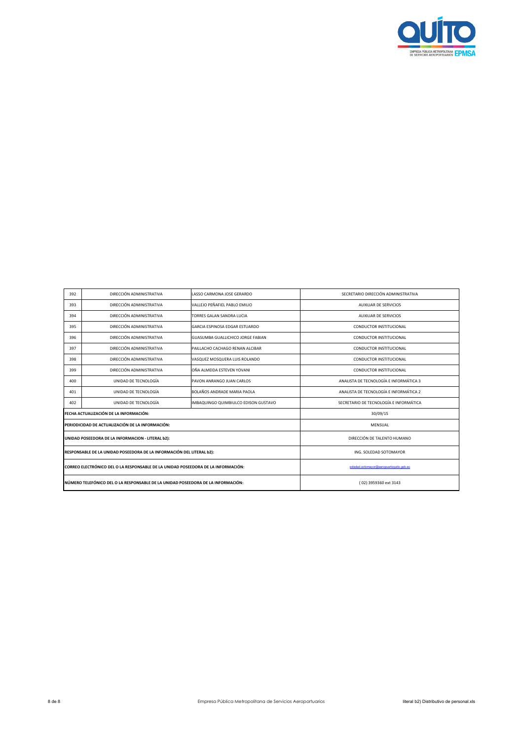| | | | |
|---|---|---|---|
| 392 | DIRECCIÓN ADMINISTRATIVA | LASSO CARMONA JOSE GERARDO | SECRETARIO DIRECCIÓN ADMINISTRATIVA |
| 393 | DIRECCIÓN ADMINISTRATIVA | VALLEJO PEÑAFIEL PABLO EMILIO | AUXILIAR DE SERVICIOS |
| 394 | DIRECCIÓN ADMINISTRATIVA | TORRES GALAN SANDRA LUCIA | AUXILIAR DE SERVICIOS |
| 395 | DIRECCIÓN ADMINISTRATIVA | GARCIA ESPINOSA EDGAR ESTUARDO | CONDUCTOR INSTITUCIONAL |
| 396 | DIRECCIÓN ADMINISTRATIVA | GUASUMBA GUALLICHICO JORGE FABIAN | CONDUCTOR INSTITUCIONAL |
| 397 | DIRECCIÓN ADMINISTRATIVA | PAILLACHO CACHAGO RENAN ALCIBAR | CONDUCTOR INSTITUCIONAL |
| 398 | DIRECCIÓN ADMINISTRATIVA | VASQUEZ MOSQUERA LUIS ROLANDO | CONDUCTOR INSTITUCIONAL |
| 399 | DIRECCIÓN ADMINISTRATIVA | OÑA ALMEIDA ESTEVEN YOVANI | CONDUCTOR INSTITUCIONAL |
| 400 | UNIDAD DE TECNOLOGÍA | PAVON ANRANGO JUAN CARLOS | ANALISTA DE TECNOLOGÍA E INFORMÁTICA 3 |
| 401 | UNIDAD DE TECNOLOGÍA | BOLAÑOS ANDRADE MARIA PAOLA | ANALISTA DE TECNOLOGÍA E INFORMÁTICA 2 |
| 402 | UNIDAD DE TECNOLOGÍA | IMBAQUINGO QUIMBIULCO EDISON GUSTAVO | SECRETARIO DE TECNOLOGÍA E INFORMÁTICA |
| **FECHA ACTUALIZACIÓN DE LA INFORMACIÓN:** | | | 30/09/15 |
| **PERIODICIDAD DE ACTUALIZACIÓN DE LA INFORMACIÓN:** | | | MENSUAL |
| **UNIDAD POSEEDORA DE LA INFORMACION - LITERAL b2):** | | | DIRECCIÓN DE TALENTO HUMANO |
| **RESPONSABLE DE LA UNIDAD POSEEDORA DE LA INFORMACIÓN DEL LITERAL b2):** | | | ING. SOLEDAD SOTOMAYOR |
| **CORREO ELECTRÓNICO DEL O LA RESPONSABLE DE LA UNIDAD POSEEDORA DE LA INFORMACIÓN:** | | | soledad.sotomayor@aeropuertoquito.gob.ec |
| **NÚMERO TELEFÓNICO DEL O LA RESPONSABLE DE LA UNIDAD POSEEDORA DE LA INFORMACIÓN:** | | | (02) 3959360 ext 3143 |